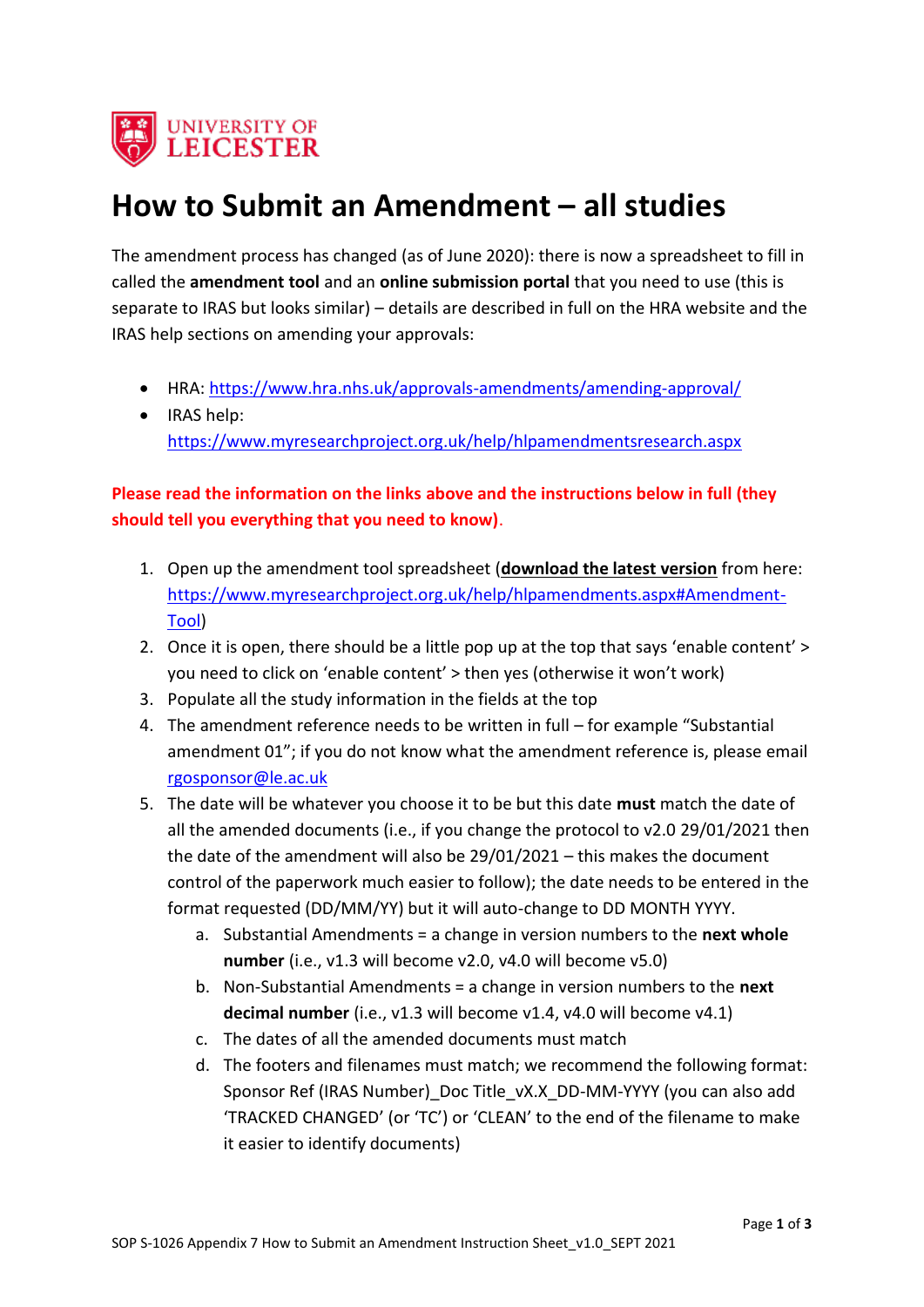# How to Submit an Amendment – all studies

The amendment process has changed (as of June 2020): there is now a spreadsheet to fill in called the **amendment tool** and an **online submission portal** that you need to use (this is separate to IRAS but looks similar) – details are described in full on the HRA website and the IRAS help sections on amending your approvals:

- HRA: https://www.hra.nhs.uk/approvals-amendments/amending-approval/
- IRAS help: https://www.myresearchproject.org.uk/help/hlpamendmentsresearch.aspx

**Please read the information on the links above and the instructions below in full (they should tell you everything that you need to know)**.

1. Open up the amendment tool spreadsheet (**download the latest version** from here: https://www.myresearchproject.org.uk/help/hlpamendments.aspx#Amendment-Tool)
2. Once it is open, there should be a little pop up at the top that says 'enable content' > you need to click on 'enable content' > then yes (otherwise it won't work)
3. Populate all the study information in the fields at the top
4. The amendment reference needs to be written in full – for example "Substantial amendment 01"; if you do not know what the amendment reference is, please email rgosponsor@le.ac.uk
5. The date will be whatever you choose it to be but this date **must** match the date of all the amended documents (i.e., if you change the protocol to v2.0 29/01/2021 then the date of the amendment will also be 29/01/2021 – this makes the document control of the paperwork much easier to follow); the date needs to be entered in the format requested (DD/MM/YY) but it will auto-change to DD MONTH YYYY.
   a. Substantial Amendments = a change in version numbers to the **next whole number** (i.e., v1.3 will become v2.0, v4.0 will become v5.0)
   b. Non-Substantial Amendments = a change in version numbers to the **next decimal number** (i.e., v1.3 will become v1.4, v4.0 will become v4.1)
   c. The dates of all the amended documents must match
   d. The footers and filenames must match; we recommend the following format: Sponsor Ref (IRAS Number)_Doc Title_vX.X_DD-MM-YYYY (you can also add 'TRACKED CHANGED' (or 'TC') or 'CLEAN' to the end of the filename to make it easier to identify documents)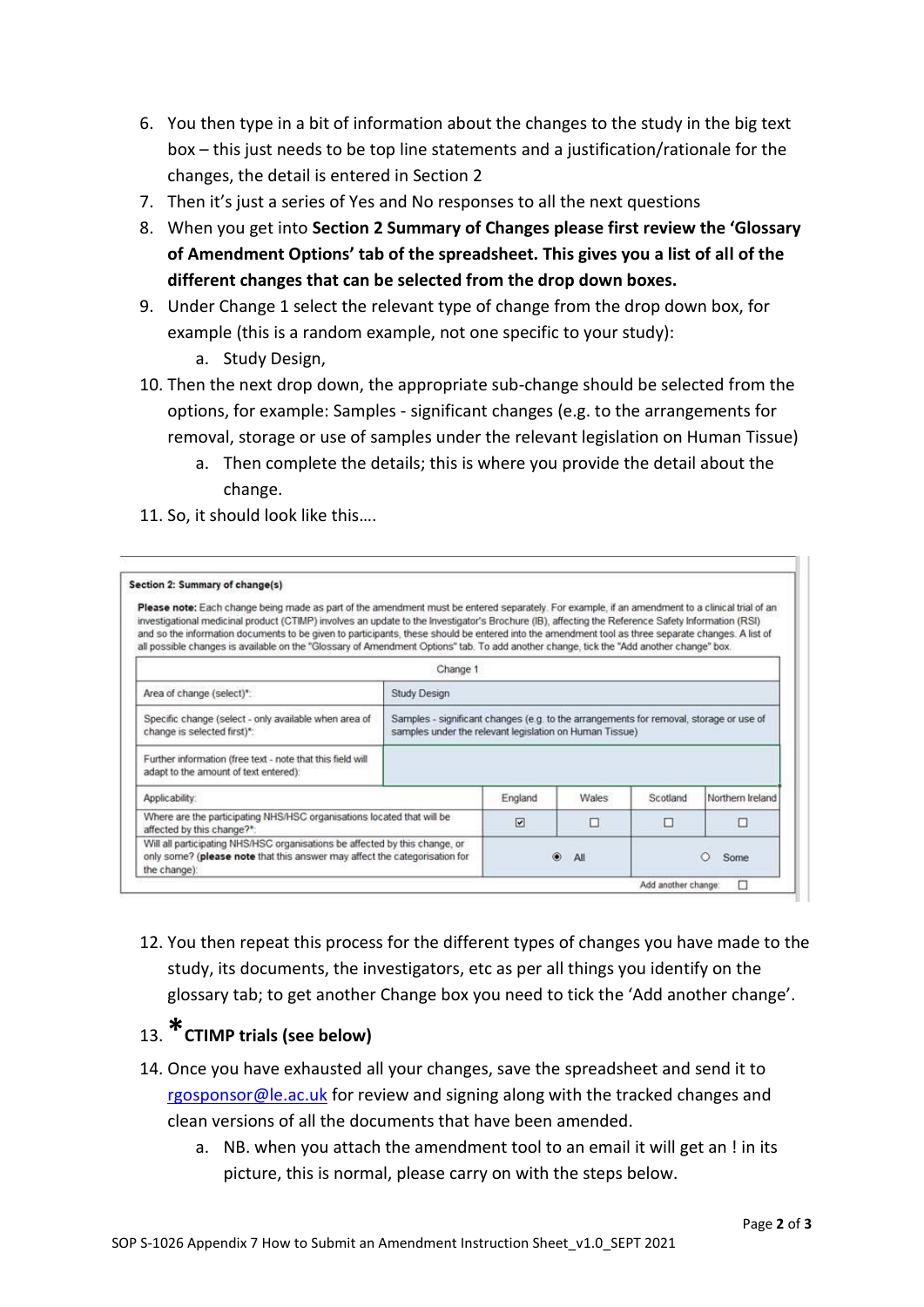6. You then type in a bit of information about the changes to the study in the big text box – this just needs to be top line statements and a justification/rationale for the changes, the detail is entered in Section 2
7. Then it's just a series of Yes and No responses to all the next questions
8. When you get into **Section 2 Summary of Changes please first review the 'Glossary of Amendment Options' tab of the spreadsheet. This gives you a list of all of the different changes that can be selected from the drop down boxes.**
9. Under Change 1 select the relevant type of change from the drop down box, for example (this is a random example, not one specific to your study):
   a. Study Design,
10. Then the next drop down, the appropriate sub-change should be selected from the options, for example: Samples - significant changes (e.g. to the arrangements for removal, storage or use of samples under the relevant legislation on Human Tissue)
    a. Then complete the details; this is where you provide the detail about the change.
11. So, it should look like this….

**Section 2: Summary of change(s)**

**Please note:** Each change being made as part of the amendment must be entered separately. For example, if an amendment to a clinical trial of an investigational medicinal product (CTIMP) involves an update to the Investigator's Brochure (IB), affecting the Reference Safety Information (RSI) and so the information documents to be given to participants, these should be entered into the amendment tool as three separate changes. A list of all possible changes is available on the "Glossary of Amendment Options" tab. To add another change, tick the "Add another change" box.

| Change 1 | | | | |
|---|---|---|---|---|
| Area of change (select)*: | Study Design | | | |
| Specific change (select - only available when area of change is selected first)*: | Samples - significant changes (e.g. to the arrangements for removal, storage or use of samples under the relevant legislation on Human Tissue) | | | |
| Further information (free text - note that this field will adapt to the amount of text entered): | | | | |
| Applicability: | England | Wales | Scotland | Northern Ireland |
| Where are the participating NHS/HSC organisations located that will be affected by this change?*: | ☑ | ☐ | ☐ | ☐ |
| Will all participating NHS/HSC organisations be affected by this change, or only some? (**please note** that this answer may affect the categorisation for the change): | ◉ All | | ○ Some | |
| | | | Add another change: | ☐ |

12. You then repeat this process for the different types of changes you have made to the study, its documents, the investigators, etc as per all things you identify on the glossary tab; to get another Change box you need to tick the 'Add another change'.
13. ***CTIMP trials (see below)**
14. Once you have exhausted all your changes, save the spreadsheet and send it to rgosponsor@le.ac.uk for review and signing along with the tracked changes and clean versions of all the documents that have been amended.
    a. NB. when you attach the amendment tool to an email it will get an ! in its picture, this is normal, please carry on with the steps below.

SOP S-1026 Appendix 7 How to Submit an Amendment Instruction Sheet_v1.0_SEPT 2021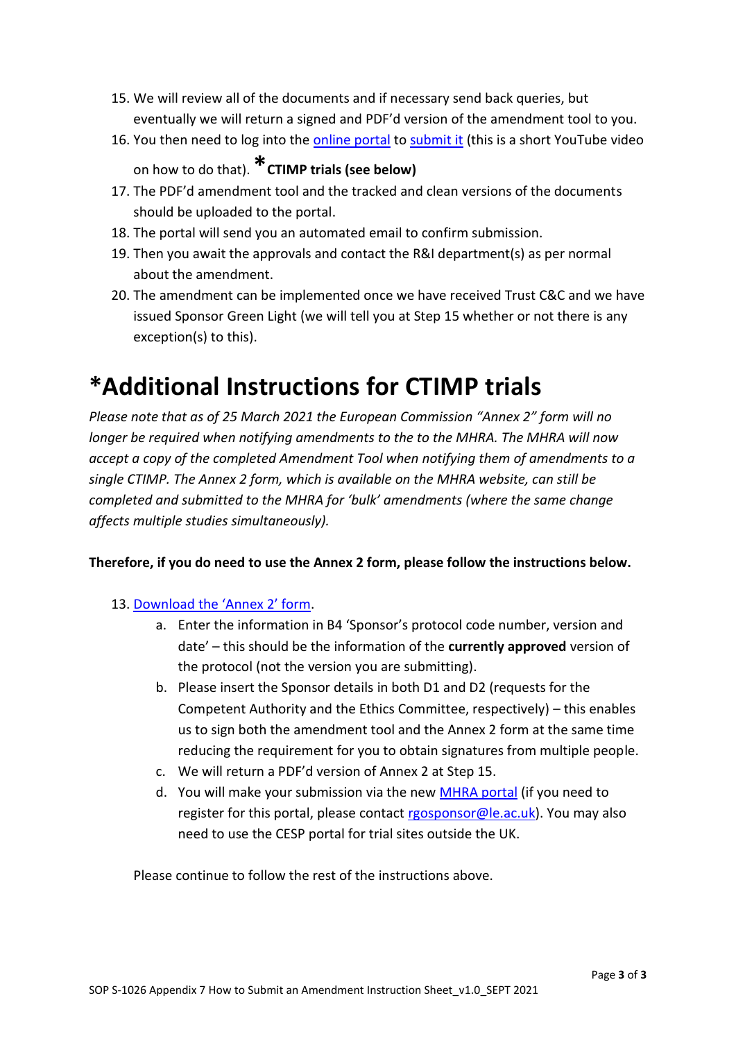15. We will review all of the documents and if necessary send back queries, but eventually we will return a signed and PDF'd version of the amendment tool to you.
16. You then need to log into the online portal to submit it (this is a short YouTube video on how to do that). * **CTIMP trials (see below)**
17. The PDF'd amendment tool and the tracked and clean versions of the documents should be uploaded to the portal.
18. The portal will send you an automated email to confirm submission.
19. Then you await the approvals and contact the R&I department(s) as per normal about the amendment.
20. The amendment can be implemented once we have received Trust C&C and we have issued Sponsor Green Light (we will tell you at Step 15 whether or not there is any exception(s) to this).

# *Additional Instructions for CTIMP trials

*Please note that as of 25 March 2021 the European Commission "Annex 2" form will no longer be required when notifying amendments to the to the MHRA. The MHRA will now accept a copy of the completed Amendment Tool when notifying them of amendments to a single CTIMP. The Annex 2 form, which is available on the MHRA website, can still be completed and submitted to the MHRA for 'bulk' amendments (where the same change affects multiple studies simultaneously).*

**Therefore, if you do need to use the Annex 2 form, please follow the instructions below.**

13. Download the 'Annex 2' form.
    a. Enter the information in B4 'Sponsor's protocol code number, version and date' – this should be the information of the **currently approved** version of the protocol (not the version you are submitting).
    b. Please insert the Sponsor details in both D1 and D2 (requests for the Competent Authority and the Ethics Committee, respectively) – this enables us to sign both the amendment tool and the Annex 2 form at the same time reducing the requirement for you to obtain signatures from multiple people.
    c. We will return a PDF'd version of Annex 2 at Step 15.
    d. You will make your submission via the new MHRA portal (if you need to register for this portal, please contact rgosponsor@le.ac.uk). You may also need to use the CESP portal for trial sites outside the UK.

Please continue to follow the rest of the instructions above.

SOP S-1026 Appendix 7 How to Submit an Amendment Instruction Sheet_v1.0_SEPT 2021